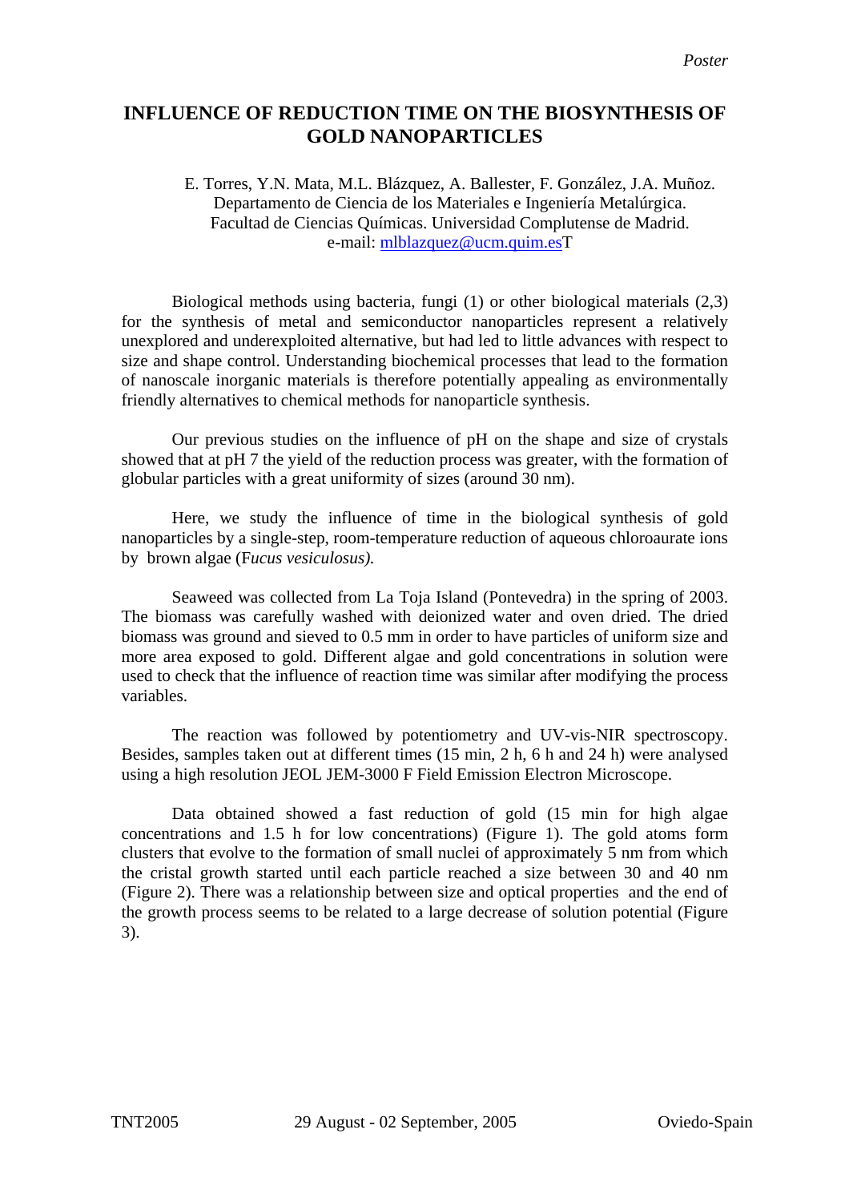*Poster*

# INFLUENCE OF REDUCTION TIME ON THE BIOSYNTHESIS OF GOLD NANOPARTICLES

E. Torres, Y.N. Mata, M.L. Blázquez, A. Ballester, F. González, J.A. Muñoz.
Departamento de Ciencia de los Materiales e Ingeniería Metalúrgica.
Facultad de Ciencias Químicas. Universidad Complutense de Madrid.
e-mail: mlblazquez@ucm.quim.esT

Biological methods using bacteria, fungi (1) or other biological materials (2,3) for the synthesis of metal and semiconductor nanoparticles represent a relatively unexplored and underexploited alternative, but had led to little advances with respect to size and shape control. Understanding biochemical processes that lead to the formation of nanoscale inorganic materials is therefore potentially appealing as environmentally friendly alternatives to chemical methods for nanoparticle synthesis.

Our previous studies on the influence of pH on the shape and size of crystals showed that at pH 7 the yield of the reduction process was greater, with the formation of globular particles with a great uniformity of sizes (around 30 nm).

Here, we study the influence of time in the biological synthesis of gold nanoparticles by a single-step, room-temperature reduction of aqueous chloroaurate ions by brown algae (F*ucus vesiculosus).*

Seaweed was collected from La Toja Island (Pontevedra) in the spring of 2003. The biomass was carefully washed with deionized water and oven dried. The dried biomass was ground and sieved to 0.5 mm in order to have particles of uniform size and more area exposed to gold. Different algae and gold concentrations in solution were used to check that the influence of reaction time was similar after modifying the process variables.

The reaction was followed by potentiometry and UV-vis-NIR spectroscopy. Besides, samples taken out at different times (15 min, 2 h, 6 h and 24 h) were analysed using a high resolution JEOL JEM-3000 F Field Emission Electron Microscope.

Data obtained showed a fast reduction of gold (15 min for high algae concentrations and 1.5 h for low concentrations) (Figure 1). The gold atoms form clusters that evolve to the formation of small nuclei of approximately 5 nm from which the cristal growth started until each particle reached a size between 30 and 40 nm (Figure 2). There was a relationship between size and optical properties and the end of the growth process seems to be related to a large decrease of solution potential (Figure 3).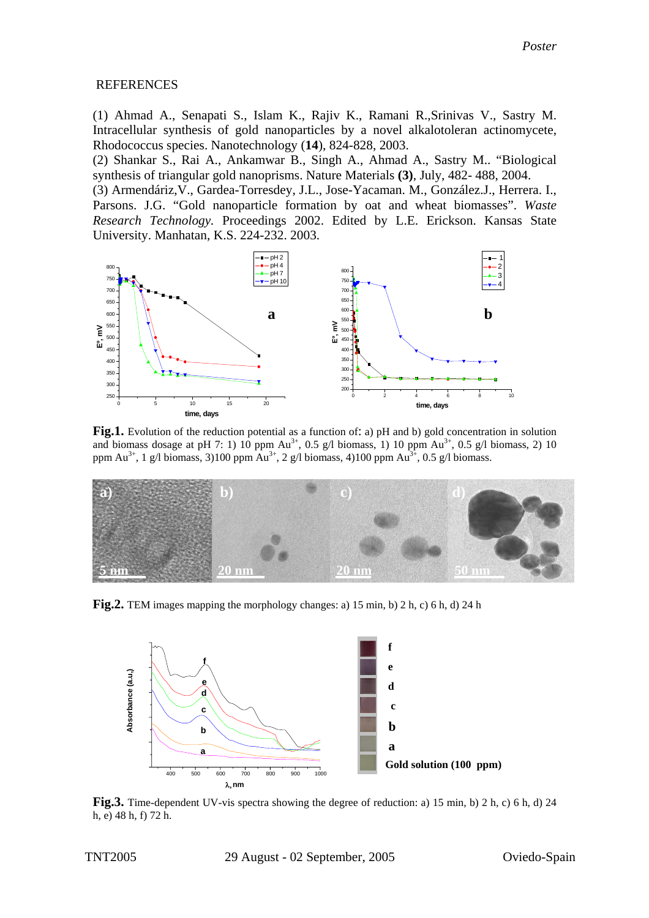REFERENCES

(1) Ahmad A., Senapati S., Islam K., Rajiv K., Ramani R.,Srinivas V., Sastry M. Intracellular synthesis of gold nanoparticles by a novel alkalotoleran actinomycete, Rhodococcus species. Nanotechnology (**14**), 824-828, 2003.
(2) Shankar S., Rai A., Ankamwar B., Singh A., Ahmad A., Sastry M.. "Biological synthesis of triangular gold nanoprisms. Nature Materials **(3)**, July, 482- 488, 2004.
(3) Armendáriz,V., Gardea-Torresdey, J.L., Jose-Yacaman. M., González.J., Herrera. I., Parsons. J.G. "Gold nanoparticle formation by oat and wheat biomasses". *Waste Research Technology*. Proceedings 2002. Edited by L.E. Erickson. Kansas State University. Manhatan, K.S. 224-232. 2003.

a

E°, mV

time, days

pH 2
pH 4
pH 7
pH 10

b

E°, mV

time, days

1
2
3
4

**Fig.1.** Evolution of the reduction potential as a function of: a) pH and b) gold concentration in solution and biomass dosage at pH 7: 1) 10 ppm $Au^{3+}$, 0.5 g/l biomass, 1) 10 ppm $Au^{3+}$, 0.5 g/l biomass, 2) 10 ppm $Au^{3+}$, 1 g/l biomass, 3)100 ppm $Au^{3+}$, 2 g/l biomass, 4)100 ppm $Au^{3+}$, 0.5 g/l biomass.

a) 5 nm
b) 20 nm
c) 20 nm
d) 50 nm

**Fig.2.** TEM images mapping the morphology changes: a) 15 min, b) 2 h, c) 6 h, d) 24 h

Absorbance (a.u.)

λ, nm

f
e
d
c
b
a
Gold solution (100 ppm)

**Fig.3.** Time-dependent UV-vis spectra showing the degree of reduction: a) 15 min, b) 2 h, c) 6 h, d) 24 h, e) 48 h, f) 72 h.